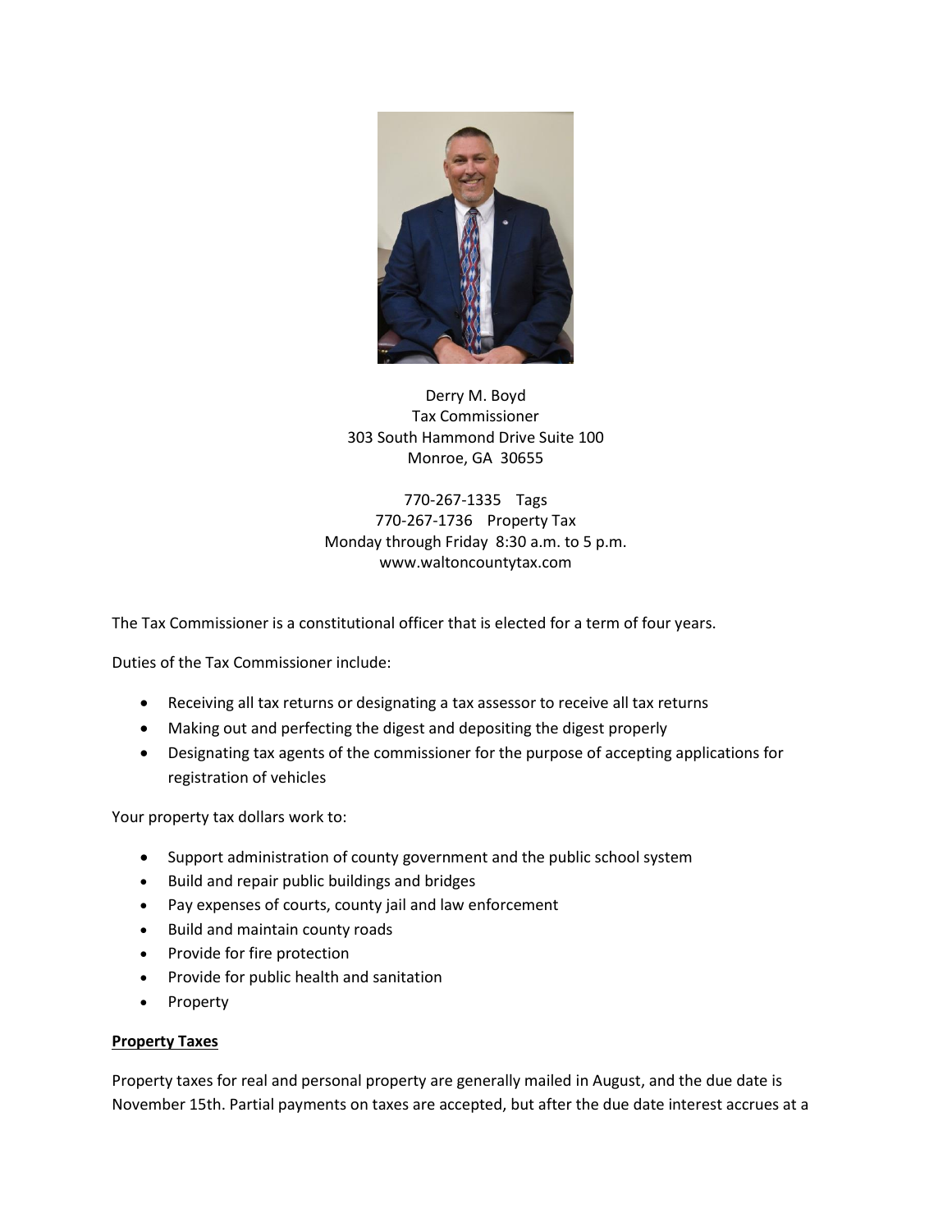Derry M. Boyd
Tax Commissioner
303 South Hammond Drive Suite 100
Monroe, GA 30655

770-267-1335 Tags
770-267-1736 Property Tax
Monday through Friday 8:30 a.m. to 5 p.m.
www.waltoncountytax.com

The Tax Commissioner is a constitutional officer that is elected for a term of four years.

Duties of the Tax Commissioner include:

- Receiving all tax returns or designating a tax assessor to receive all tax returns
- Making out and perfecting the digest and depositing the digest properly
- Designating tax agents of the commissioner for the purpose of accepting applications for registration of vehicles

Your property tax dollars work to:

- Support administration of county government and the public school system
- Build and repair public buildings and bridges
- Pay expenses of courts, county jail and law enforcement
- Build and maintain county roads
- Provide for fire protection
- Provide for public health and sanitation
- Property

**Property Taxes**

Property taxes for real and personal property are generally mailed in August, and the due date is November 15th. Partial payments on taxes are accepted, but after the due date interest accrues at a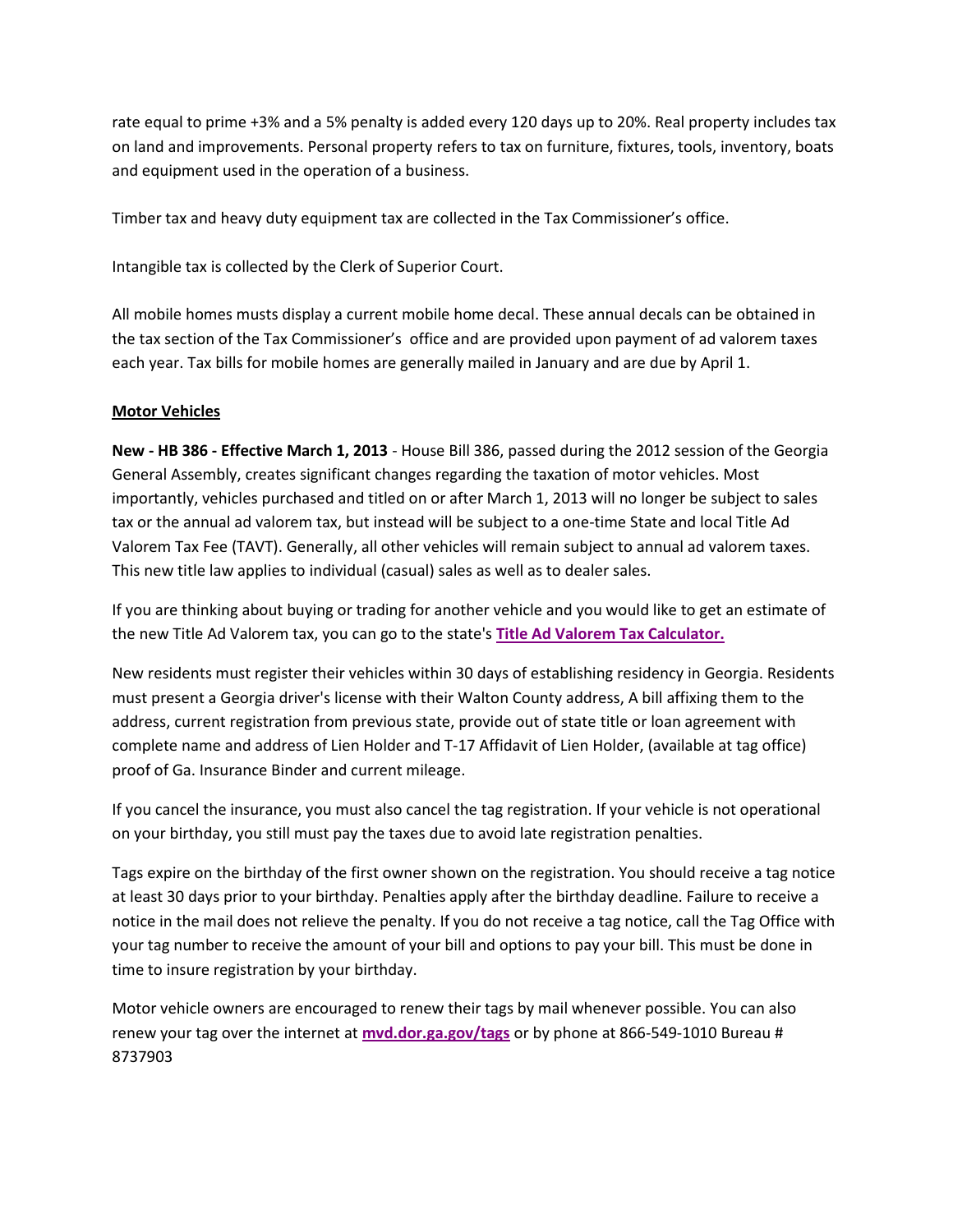rate equal to prime +3% and a 5% penalty is added every 120 days up to 20%. Real property includes tax on land and improvements. Personal property refers to tax on furniture, fixtures, tools, inventory, boats and equipment used in the operation of a business.

Timber tax and heavy duty equipment tax are collected in the Tax Commissioner's office.

Intangible tax is collected by the Clerk of Superior Court.

All mobile homes musts display a current mobile home decal. These annual decals can be obtained in the tax section of the Tax Commissioner's office and are provided upon payment of ad valorem taxes each year. Tax bills for mobile homes are generally mailed in January and are due by April 1.

## Motor Vehicles

**New - HB 386 - Effective March 1, 2013** - House Bill 386, passed during the 2012 session of the Georgia General Assembly, creates significant changes regarding the taxation of motor vehicles. Most importantly, vehicles purchased and titled on or after March 1, 2013 will no longer be subject to sales tax or the annual ad valorem tax, but instead will be subject to a one-time State and local Title Ad Valorem Tax Fee (TAVT). Generally, all other vehicles will remain subject to annual ad valorem taxes. This new title law applies to individual (casual) sales as well as to dealer sales.

If you are thinking about buying or trading for another vehicle and you would like to get an estimate of the new Title Ad Valorem tax, you can go to the state's **Title Ad Valorem Tax Calculator.**

New residents must register their vehicles within 30 days of establishing residency in Georgia. Residents must present a Georgia driver's license with their Walton County address, A bill affixing them to the address, current registration from previous state, provide out of state title or loan agreement with complete name and address of Lien Holder and T-17 Affidavit of Lien Holder, (available at tag office) proof of Ga. Insurance Binder and current mileage.

If you cancel the insurance, you must also cancel the tag registration. If your vehicle is not operational on your birthday, you still must pay the taxes due to avoid late registration penalties.

Tags expire on the birthday of the first owner shown on the registration. You should receive a tag notice at least 30 days prior to your birthday. Penalties apply after the birthday deadline. Failure to receive a notice in the mail does not relieve the penalty. If you do not receive a tag notice, call the Tag Office with your tag number to receive the amount of your bill and options to pay your bill. This must be done in time to insure registration by your birthday.

Motor vehicle owners are encouraged to renew their tags by mail whenever possible. You can also renew your tag over the internet at **mvd.dor.ga.gov/tags** or by phone at 866-549-1010 Bureau # 8737903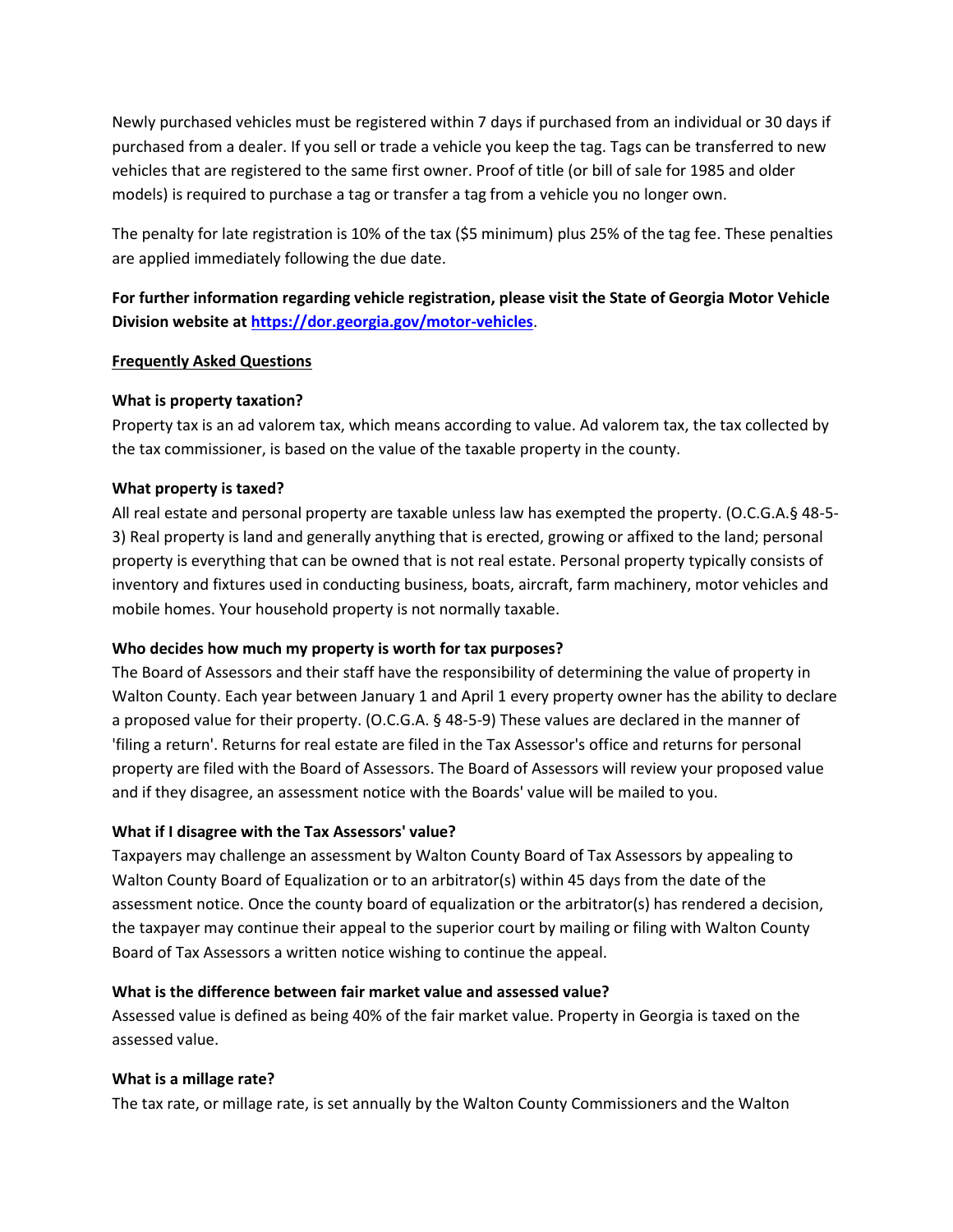Newly purchased vehicles must be registered within 7 days if purchased from an individual or 30 days if purchased from a dealer. If you sell or trade a vehicle you keep the tag. Tags can be transferred to new vehicles that are registered to the same first owner. Proof of title (or bill of sale for 1985 and older models) is required to purchase a tag or transfer a tag from a vehicle you no longer own.

The penalty for late registration is 10% of the tax ($5 minimum) plus 25% of the tag fee. These penalties are applied immediately following the due date.

**For further information regarding vehicle registration, please visit the State of Georgia Motor Vehicle Division website at [https://dor.georgia.gov/motor-vehicles](https://dor.georgia.gov/motor-vehicles).**

## Frequently Asked Questions

**What is property taxation?**
Property tax is an ad valorem tax, which means according to value. Ad valorem tax, the tax collected by the tax commissioner, is based on the value of the taxable property in the county.

**What property is taxed?**
All real estate and personal property are taxable unless law has exempted the property. (O.C.G.A.§ 48-5-3) Real property is land and generally anything that is erected, growing or affixed to the land; personal property is everything that can be owned that is not real estate. Personal property typically consists of inventory and fixtures used in conducting business, boats, aircraft, farm machinery, motor vehicles and mobile homes. Your household property is not normally taxable.

**Who decides how much my property is worth for tax purposes?**
The Board of Assessors and their staff have the responsibility of determining the value of property in Walton County. Each year between January 1 and April 1 every property owner has the ability to declare a proposed value for their property. (O.C.G.A. § 48-5-9) These values are declared in the manner of 'filing a return'. Returns for real estate are filed in the Tax Assessor's office and returns for personal property are filed with the Board of Assessors. The Board of Assessors will review your proposed value and if they disagree, an assessment notice with the Boards' value will be mailed to you.

**What if I disagree with the Tax Assessors' value?**
Taxpayers may challenge an assessment by Walton County Board of Tax Assessors by appealing to Walton County Board of Equalization or to an arbitrator(s) within 45 days from the date of the assessment notice. Once the county board of equalization or the arbitrator(s) has rendered a decision, the taxpayer may continue their appeal to the superior court by mailing or filing with Walton County Board of Tax Assessors a written notice wishing to continue the appeal.

**What is the difference between fair market value and assessed value?**
Assessed value is defined as being 40% of the fair market value. Property in Georgia is taxed on the assessed value.

**What is a millage rate?**
The tax rate, or millage rate, is set annually by the Walton County Commissioners and the Walton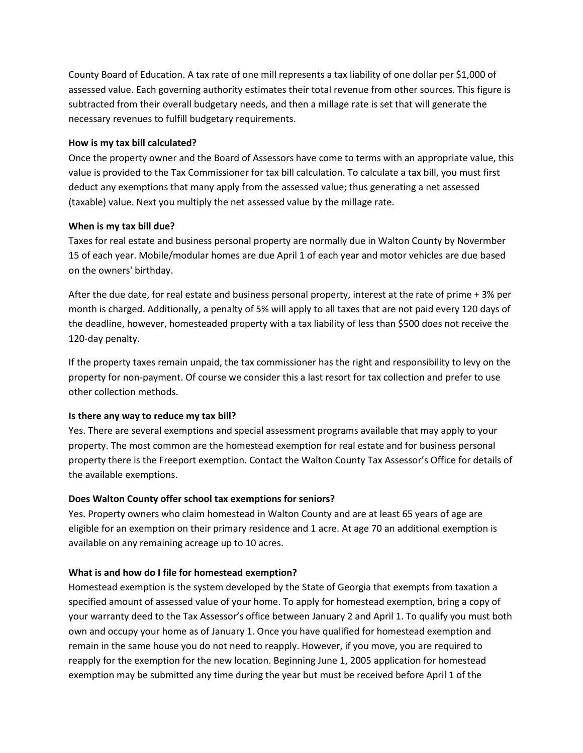County Board of Education. A tax rate of one mill represents a tax liability of one dollar per $1,000 of assessed value. Each governing authority estimates their total revenue from other sources. This figure is subtracted from their overall budgetary needs, and then a millage rate is set that will generate the necessary revenues to fulfill budgetary requirements.

**How is my tax bill calculated?**
Once the property owner and the Board of Assessors have come to terms with an appropriate value, this value is provided to the Tax Commissioner for tax bill calculation. To calculate a tax bill, you must first deduct any exemptions that many apply from the assessed value; thus generating a net assessed (taxable) value. Next you multiply the net assessed value by the millage rate.

**When is my tax bill due?**
Taxes for real estate and business personal property are normally due in Walton County by Novermber 15 of each year. Mobile/modular homes are due April 1 of each year and motor vehicles are due based on the owners' birthday.

After the due date, for real estate and business personal property, interest at the rate of prime + 3% per month is charged. Additionally, a penalty of 5% will apply to all taxes that are not paid every 120 days of the deadline, however, homesteaded property with a tax liability of less than $500 does not receive the 120-day penalty.

If the property taxes remain unpaid, the tax commissioner has the right and responsibility to levy on the property for non-payment. Of course we consider this a last resort for tax collection and prefer to use other collection methods.

**Is there any way to reduce my tax bill?**
Yes. There are several exemptions and special assessment programs available that may apply to your property. The most common are the homestead exemption for real estate and for business personal property there is the Freeport exemption. Contact the Walton County Tax Assessor's Office for details of the available exemptions.

**Does Walton County offer school tax exemptions for seniors?**
Yes. Property owners who claim homestead in Walton County and are at least 65 years of age are eligible for an exemption on their primary residence and 1 acre. At age 70 an additional exemption is available on any remaining acreage up to 10 acres.

**What is and how do I file for homestead exemption?**
Homestead exemption is the system developed by the State of Georgia that exempts from taxation a specified amount of assessed value of your home. To apply for homestead exemption, bring a copy of your warranty deed to the Tax Assessor's office between January 2 and April 1. To qualify you must both own and occupy your home as of January 1. Once you have qualified for homestead exemption and remain in the same house you do not need to reapply. However, if you move, you are required to reapply for the exemption for the new location. Beginning June 1, 2005 application for homestead exemption may be submitted any time during the year but must be received before April 1 of the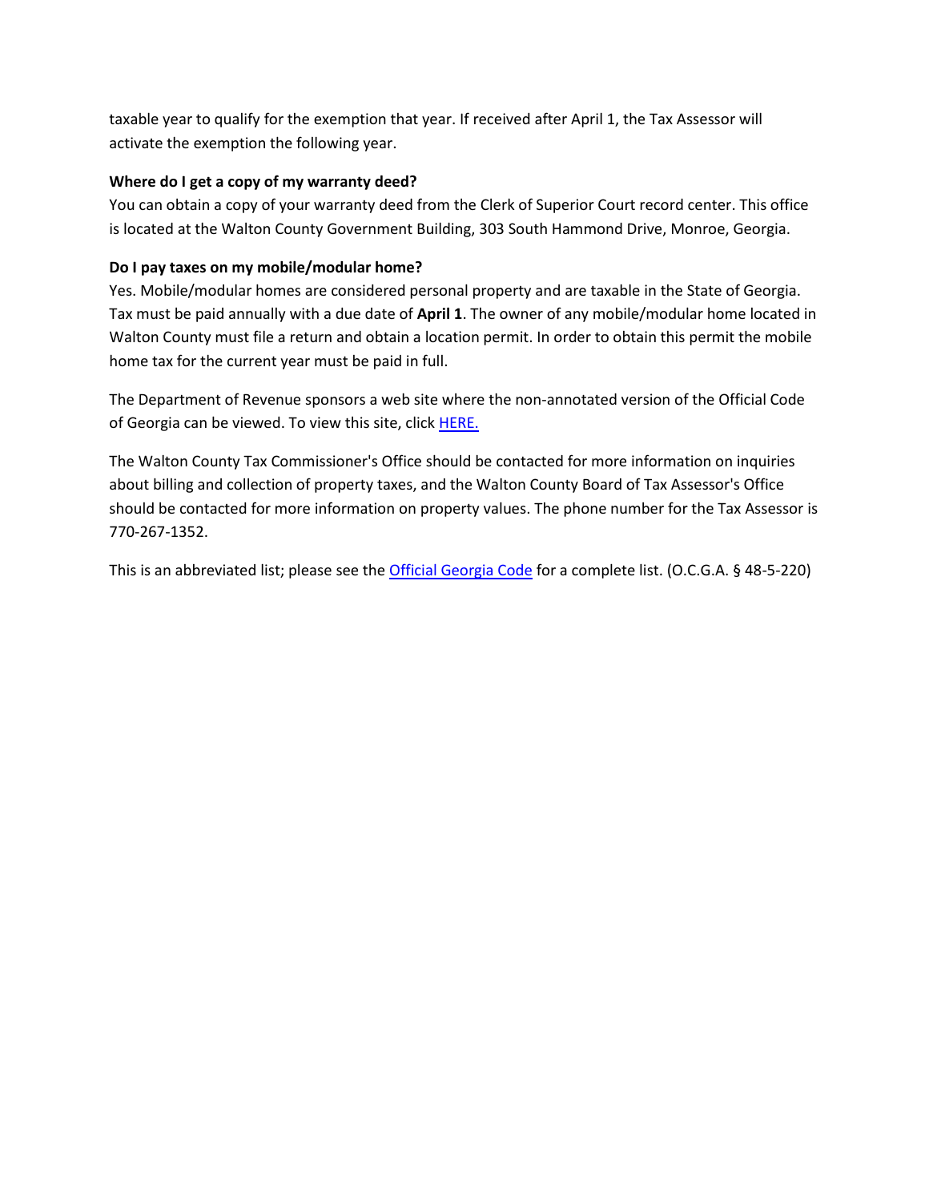taxable year to qualify for the exemption that year. If received after April 1, the Tax Assessor will activate the exemption the following year.

**Where do I get a copy of my warranty deed?**

You can obtain a copy of your warranty deed from the Clerk of Superior Court record center. This office is located at the Walton County Government Building, 303 South Hammond Drive, Monroe, Georgia.

**Do I pay taxes on my mobile/modular home?**

Yes. Mobile/modular homes are considered personal property and are taxable in the State of Georgia. Tax must be paid annually with a due date of **April 1**. The owner of any mobile/modular home located in Walton County must file a return and obtain a location permit. In order to obtain this permit the mobile home tax for the current year must be paid in full.

The Department of Revenue sponsors a web site where the non-annotated version of the Official Code of Georgia can be viewed. To view this site, click HERE.

The Walton County Tax Commissioner's Office should be contacted for more information on inquiries about billing and collection of property taxes, and the Walton County Board of Tax Assessor's Office should be contacted for more information on property values. The phone number for the Tax Assessor is 770-267-1352.

This is an abbreviated list; please see the Official Georgia Code for a complete list. (O.C.G.A. § 48-5-220)